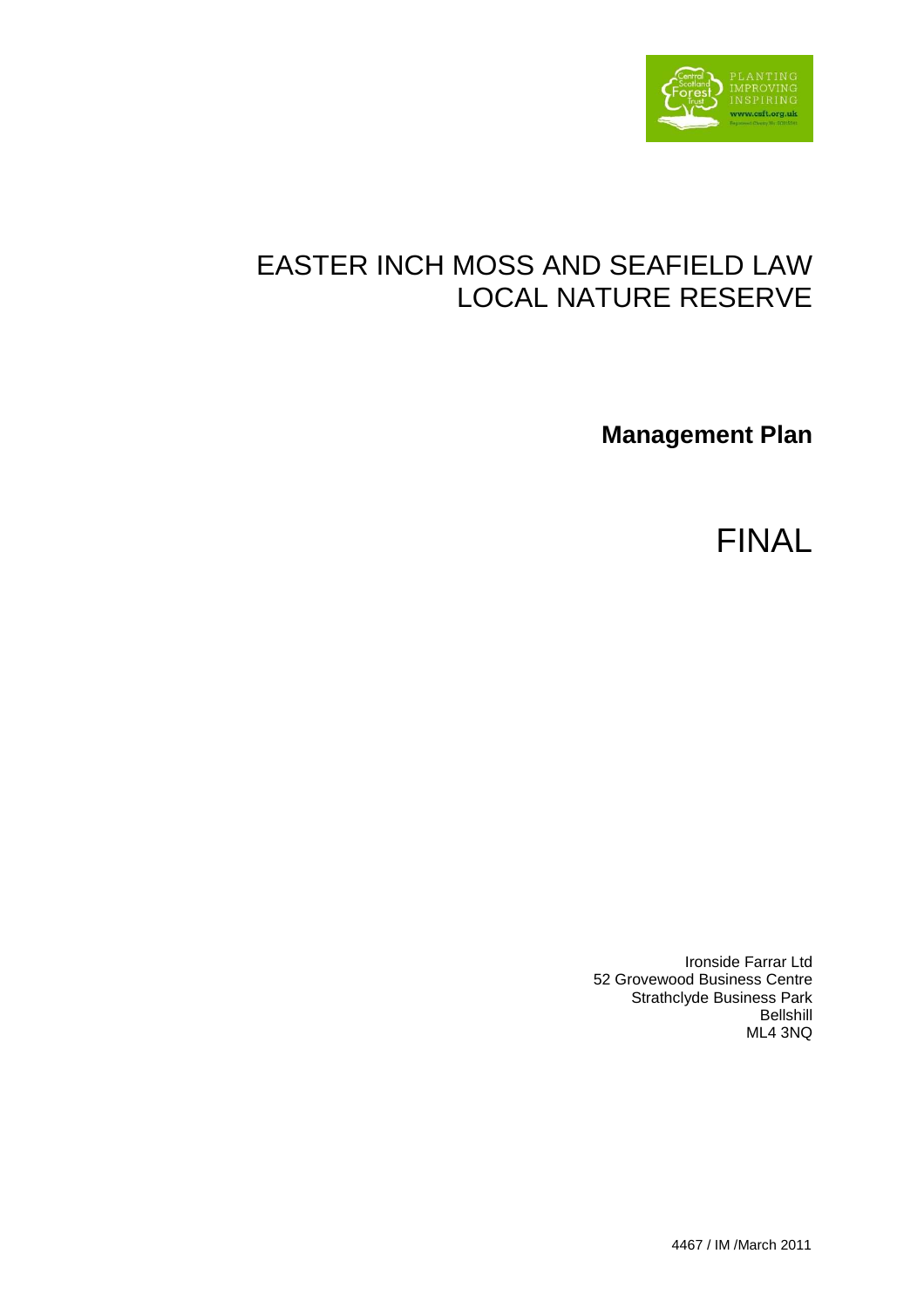# EASTER INCH MOSS AND SEAFIELD LAW LOCAL NATURE RESERVE

**Management Plan**

FINAL

Ironside Farrar Ltd
52 Grovewood Business Centre
Strathclyde Business Park
Bellshill
ML4 3NQ

4467 / IM /March 2011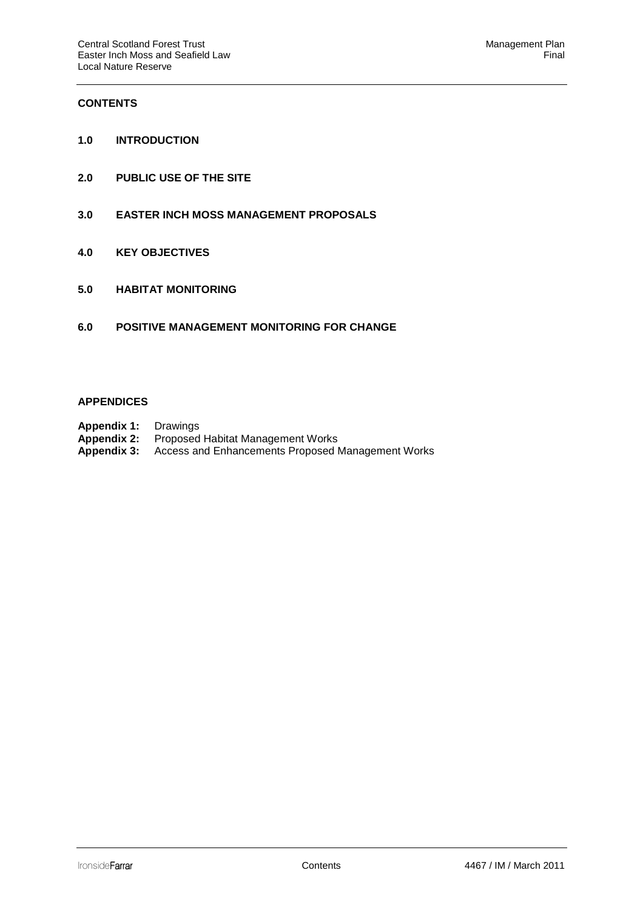## CONTENTS

**1.0 INTRODUCTION**

**2.0 PUBLIC USE OF THE SITE**

**3.0 EASTER INCH MOSS MANAGEMENT PROPOSALS**

**4.0 KEY OBJECTIVES**

**5.0 HABITAT MONITORING**

**6.0 POSITIVE MANAGEMENT MONITORING FOR CHANGE**

## APPENDICES

**Appendix 1:** Drawings
**Appendix 2:** Proposed Habitat Management Works
**Appendix 3:** Access and Enhancements Proposed Management Works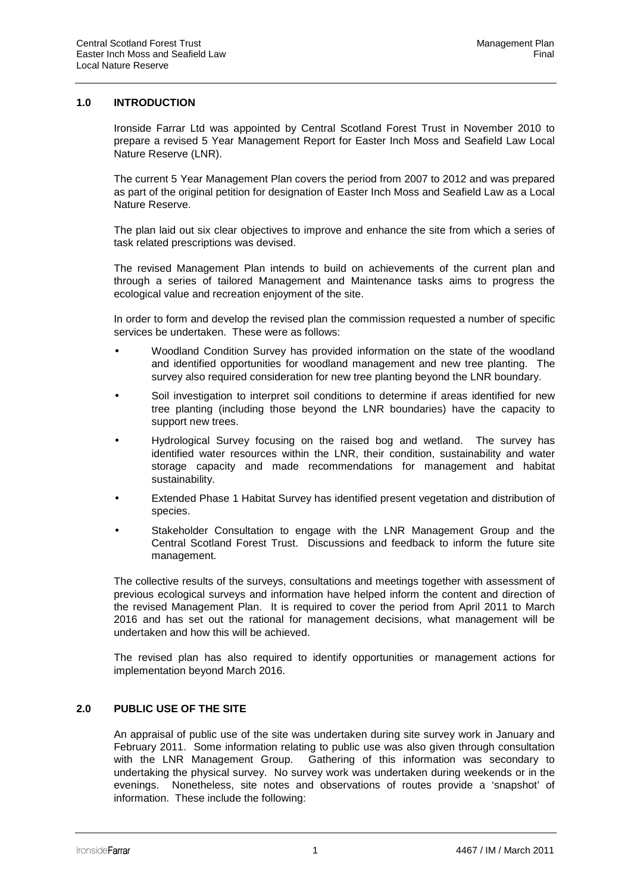## 1.0 INTRODUCTION

Ironside Farrar Ltd was appointed by Central Scotland Forest Trust in November 2010 to prepare a revised 5 Year Management Report for Easter Inch Moss and Seafield Law Local Nature Reserve (LNR).

The current 5 Year Management Plan covers the period from 2007 to 2012 and was prepared as part of the original petition for designation of Easter Inch Moss and Seafield Law as a Local Nature Reserve.

The plan laid out six clear objectives to improve and enhance the site from which a series of task related prescriptions was devised.

The revised Management Plan intends to build on achievements of the current plan and through a series of tailored Management and Maintenance tasks aims to progress the ecological value and recreation enjoyment of the site.

In order to form and develop the revised plan the commission requested a number of specific services be undertaken. These were as follows:

- Woodland Condition Survey has provided information on the state of the woodland and identified opportunities for woodland management and new tree planting. The survey also required consideration for new tree planting beyond the LNR boundary.
- Soil investigation to interpret soil conditions to determine if areas identified for new tree planting (including those beyond the LNR boundaries) have the capacity to support new trees.
- Hydrological Survey focusing on the raised bog and wetland. The survey has identified water resources within the LNR, their condition, sustainability and water storage capacity and made recommendations for management and habitat sustainability.
- Extended Phase 1 Habitat Survey has identified present vegetation and distribution of species.
- Stakeholder Consultation to engage with the LNR Management Group and the Central Scotland Forest Trust. Discussions and feedback to inform the future site management.

The collective results of the surveys, consultations and meetings together with assessment of previous ecological surveys and information have helped inform the content and direction of the revised Management Plan. It is required to cover the period from April 2011 to March 2016 and has set out the rational for management decisions, what management will be undertaken and how this will be achieved.

The revised plan has also required to identify opportunities or management actions for implementation beyond March 2016.

## 2.0 PUBLIC USE OF THE SITE

An appraisal of public use of the site was undertaken during site survey work in January and February 2011. Some information relating to public use was also given through consultation with the LNR Management Group. Gathering of this information was secondary to undertaking the physical survey. No survey work was undertaken during weekends or in the evenings. Nonetheless, site notes and observations of routes provide a 'snapshot' of information. These include the following: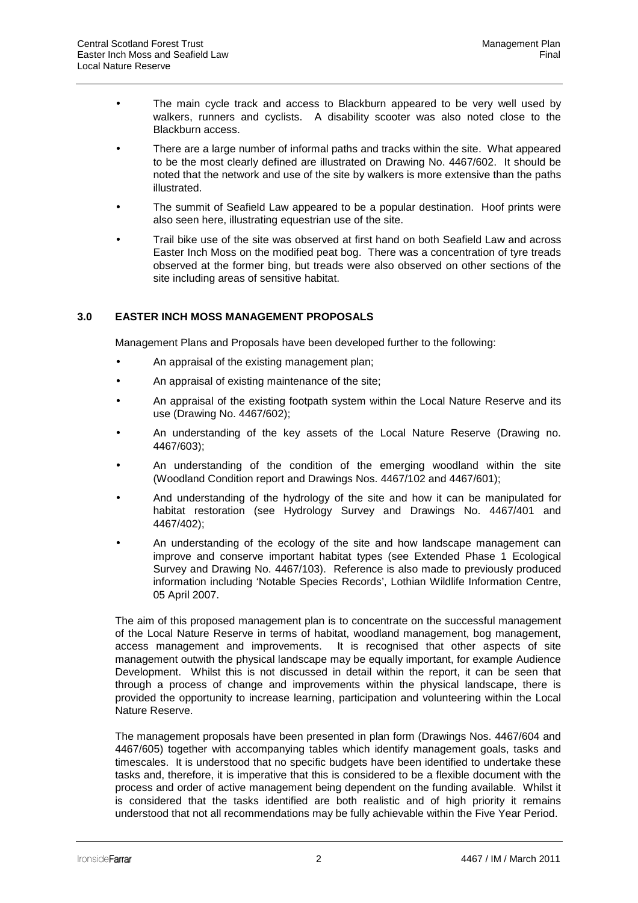- The main cycle track and access to Blackburn appeared to be very well used by walkers, runners and cyclists. A disability scooter was also noted close to the Blackburn access.
- There are a large number of informal paths and tracks within the site. What appeared to be the most clearly defined are illustrated on Drawing No. 4467/602. It should be noted that the network and use of the site by walkers is more extensive than the paths illustrated.
- The summit of Seafield Law appeared to be a popular destination. Hoof prints were also seen here, illustrating equestrian use of the site.
- Trail bike use of the site was observed at first hand on both Seafield Law and across Easter Inch Moss on the modified peat bog. There was a concentration of tyre treads observed at the former bing, but treads were also observed on other sections of the site including areas of sensitive habitat.

## 3.0 EASTER INCH MOSS MANAGEMENT PROPOSALS

Management Plans and Proposals have been developed further to the following:

- An appraisal of the existing management plan;
- An appraisal of existing maintenance of the site;
- An appraisal of the existing footpath system within the Local Nature Reserve and its use (Drawing No. 4467/602);
- An understanding of the key assets of the Local Nature Reserve (Drawing no. 4467/603);
- An understanding of the condition of the emerging woodland within the site (Woodland Condition report and Drawings Nos. 4467/102 and 4467/601);
- And understanding of the hydrology of the site and how it can be manipulated for habitat restoration (see Hydrology Survey and Drawings No. 4467/401 and 4467/402);
- An understanding of the ecology of the site and how landscape management can improve and conserve important habitat types (see Extended Phase 1 Ecological Survey and Drawing No. 4467/103). Reference is also made to previously produced information including 'Notable Species Records', Lothian Wildlife Information Centre, 05 April 2007.

The aim of this proposed management plan is to concentrate on the successful management of the Local Nature Reserve in terms of habitat, woodland management, bog management, access management and improvements. It is recognised that other aspects of site management outwith the physical landscape may be equally important, for example Audience Development. Whilst this is not discussed in detail within the report, it can be seen that through a process of change and improvements within the physical landscape, there is provided the opportunity to increase learning, participation and volunteering within the Local Nature Reserve.

The management proposals have been presented in plan form (Drawings Nos. 4467/604 and 4467/605) together with accompanying tables which identify management goals, tasks and timescales. It is understood that no specific budgets have been identified to undertake these tasks and, therefore, it is imperative that this is considered to be a flexible document with the process and order of active management being dependent on the funding available. Whilst it is considered that the tasks identified are both realistic and of high priority it remains understood that not all recommendations may be fully achievable within the Five Year Period.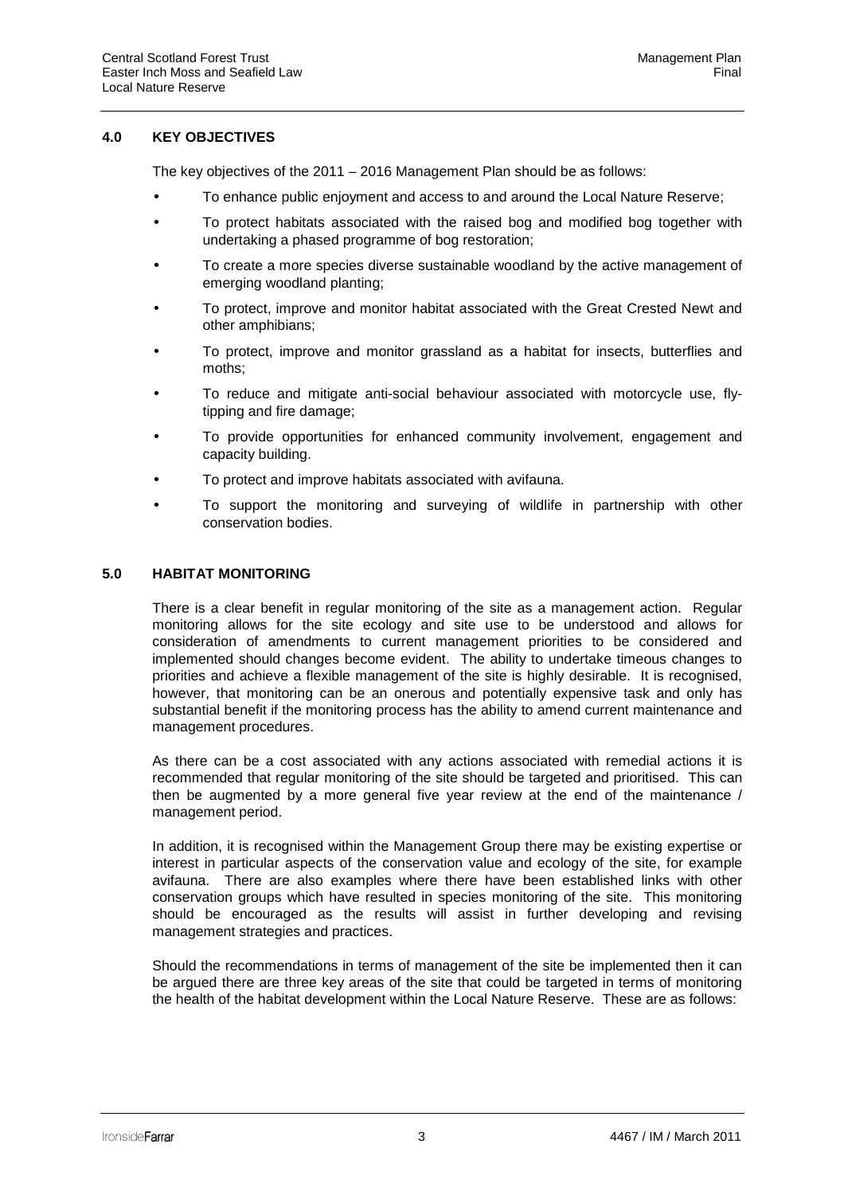## 4.0 KEY OBJECTIVES

The key objectives of the 2011 – 2016 Management Plan should be as follows:

- To enhance public enjoyment and access to and around the Local Nature Reserve;
- To protect habitats associated with the raised bog and modified bog together with undertaking a phased programme of bog restoration;
- To create a more species diverse sustainable woodland by the active management of emerging woodland planting;
- To protect, improve and monitor habitat associated with the Great Crested Newt and other amphibians;
- To protect, improve and monitor grassland as a habitat for insects, butterflies and moths;
- To reduce and mitigate anti-social behaviour associated with motorcycle use, fly-tipping and fire damage;
- To provide opportunities for enhanced community involvement, engagement and capacity building.
- To protect and improve habitats associated with avifauna.
- To support the monitoring and surveying of wildlife in partnership with other conservation bodies.

## 5.0 HABITAT MONITORING

There is a clear benefit in regular monitoring of the site as a management action. Regular monitoring allows for the site ecology and site use to be understood and allows for consideration of amendments to current management priorities to be considered and implemented should changes become evident. The ability to undertake timeous changes to priorities and achieve a flexible management of the site is highly desirable. It is recognised, however, that monitoring can be an onerous and potentially expensive task and only has substantial benefit if the monitoring process has the ability to amend current maintenance and management procedures.

As there can be a cost associated with any actions associated with remedial actions it is recommended that regular monitoring of the site should be targeted and prioritised. This can then be augmented by a more general five year review at the end of the maintenance / management period.

In addition, it is recognised within the Management Group there may be existing expertise or interest in particular aspects of the conservation value and ecology of the site, for example avifauna. There are also examples where there have been established links with other conservation groups which have resulted in species monitoring of the site. This monitoring should be encouraged as the results will assist in further developing and revising management strategies and practices.

Should the recommendations in terms of management of the site be implemented then it can be argued there are three key areas of the site that could be targeted in terms of monitoring the health of the habitat development within the Local Nature Reserve. These are as follows: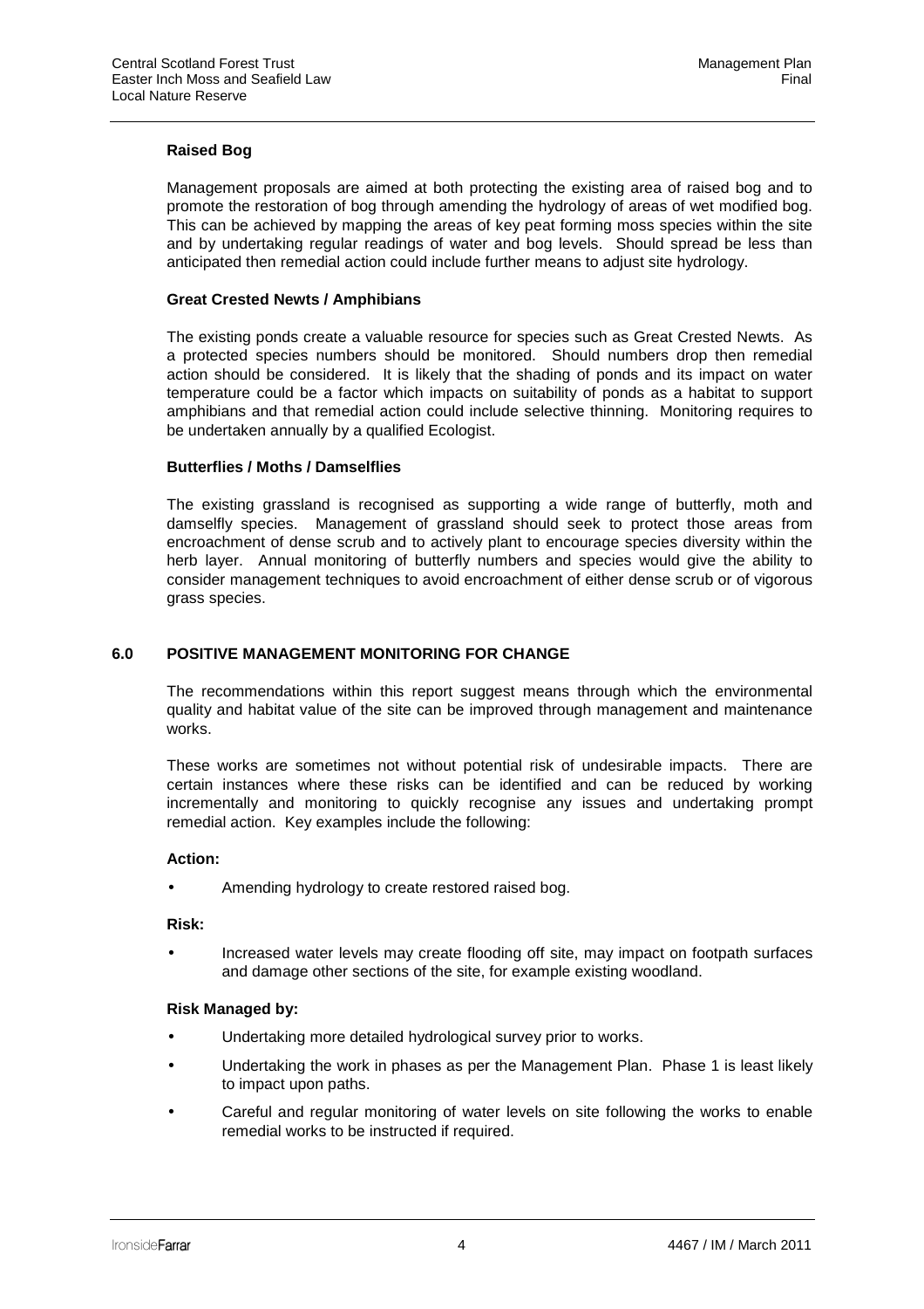**Raised Bog**

Management proposals are aimed at both protecting the existing area of raised bog and to promote the restoration of bog through amending the hydrology of areas of wet modified bog. This can be achieved by mapping the areas of key peat forming moss species within the site and by undertaking regular readings of water and bog levels. Should spread be less than anticipated then remedial action could include further means to adjust site hydrology.

**Great Crested Newts / Amphibians**

The existing ponds create a valuable resource for species such as Great Crested Newts. As a protected species numbers should be monitored. Should numbers drop then remedial action should be considered. It is likely that the shading of ponds and its impact on water temperature could be a factor which impacts on suitability of ponds as a habitat to support amphibians and that remedial action could include selective thinning. Monitoring requires to be undertaken annually by a qualified Ecologist.

**Butterflies / Moths / Damselflies**

The existing grassland is recognised as supporting a wide range of butterfly, moth and damselfly species. Management of grassland should seek to protect those areas from encroachment of dense scrub and to actively plant to encourage species diversity within the herb layer. Annual monitoring of butterfly numbers and species would give the ability to consider management techniques to avoid encroachment of either dense scrub or of vigorous grass species.

## 6.0 POSITIVE MANAGEMENT MONITORING FOR CHANGE

The recommendations within this report suggest means through which the environmental quality and habitat value of the site can be improved through management and maintenance works.

These works are sometimes not without potential risk of undesirable impacts. There are certain instances where these risks can be identified and can be reduced by working incrementally and monitoring to quickly recognise any issues and undertaking prompt remedial action. Key examples include the following:

**Action:**

- Amending hydrology to create restored raised bog.

**Risk:**

- Increased water levels may create flooding off site, may impact on footpath surfaces and damage other sections of the site, for example existing woodland.

**Risk Managed by:**

- Undertaking more detailed hydrological survey prior to works.
- Undertaking the work in phases as per the Management Plan. Phase 1 is least likely to impact upon paths.
- Careful and regular monitoring of water levels on site following the works to enable remedial works to be instructed if required.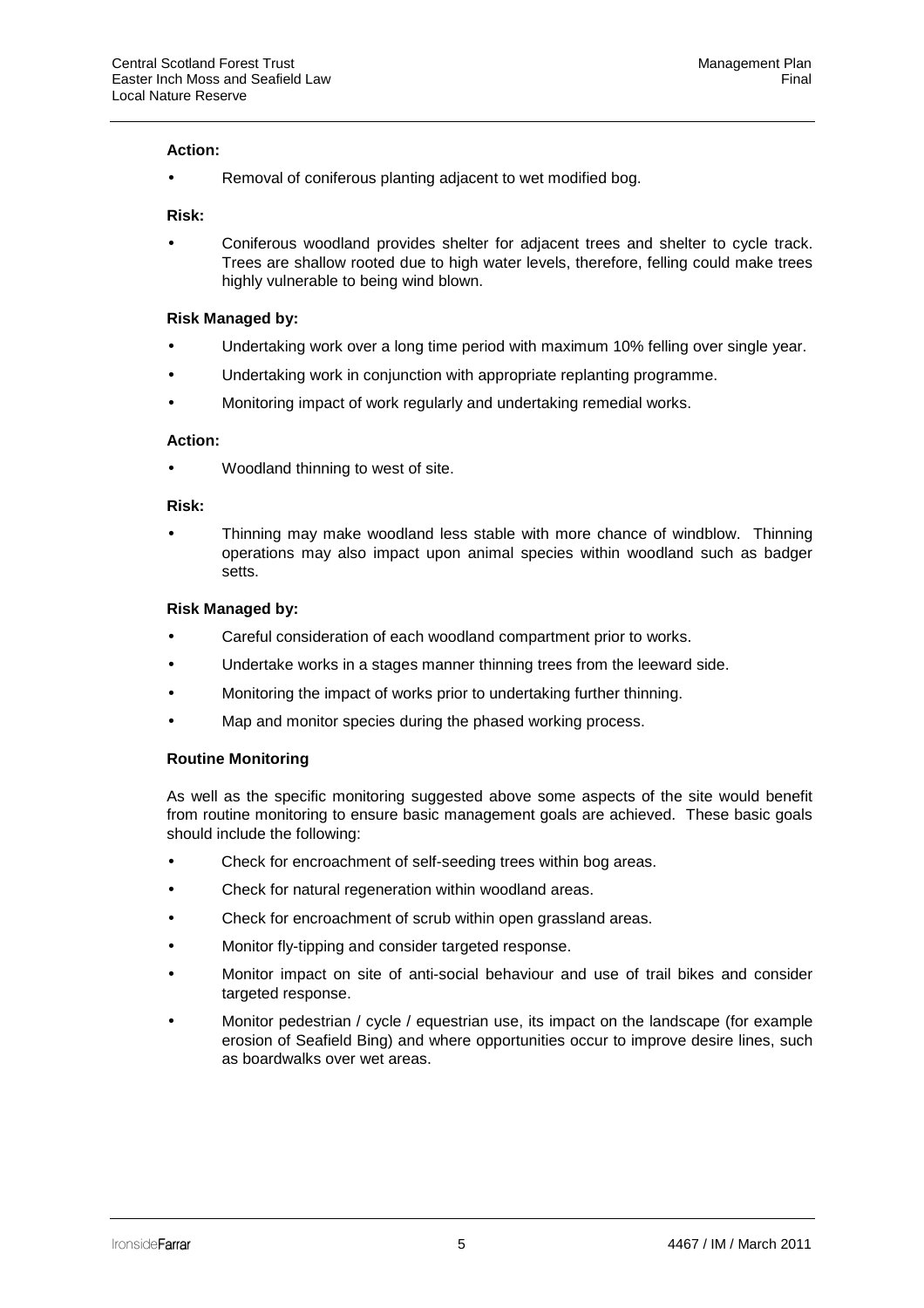**Action:**

- Removal of coniferous planting adjacent to wet modified bog.

**Risk:**

- Coniferous woodland provides shelter for adjacent trees and shelter to cycle track. Trees are shallow rooted due to high water levels, therefore, felling could make trees highly vulnerable to being wind blown.

**Risk Managed by:**

- Undertaking work over a long time period with maximum 10% felling over single year.
- Undertaking work in conjunction with appropriate replanting programme.
- Monitoring impact of work regularly and undertaking remedial works.

**Action:**

- Woodland thinning to west of site.

**Risk:**

- Thinning may make woodland less stable with more chance of windblow. Thinning operations may also impact upon animal species within woodland such as badger setts.

**Risk Managed by:**

- Careful consideration of each woodland compartment prior to works.
- Undertake works in a stages manner thinning trees from the leeward side.
- Monitoring the impact of works prior to undertaking further thinning.
- Map and monitor species during the phased working process.

**Routine Monitoring**

As well as the specific monitoring suggested above some aspects of the site would benefit from routine monitoring to ensure basic management goals are achieved. These basic goals should include the following:

- Check for encroachment of self-seeding trees within bog areas.
- Check for natural regeneration within woodland areas.
- Check for encroachment of scrub within open grassland areas.
- Monitor fly-tipping and consider targeted response.
- Monitor impact on site of anti-social behaviour and use of trail bikes and consider targeted response.
- Monitor pedestrian / cycle / equestrian use, its impact on the landscape (for example erosion of Seafield Bing) and where opportunities occur to improve desire lines, such as boardwalks over wet areas.